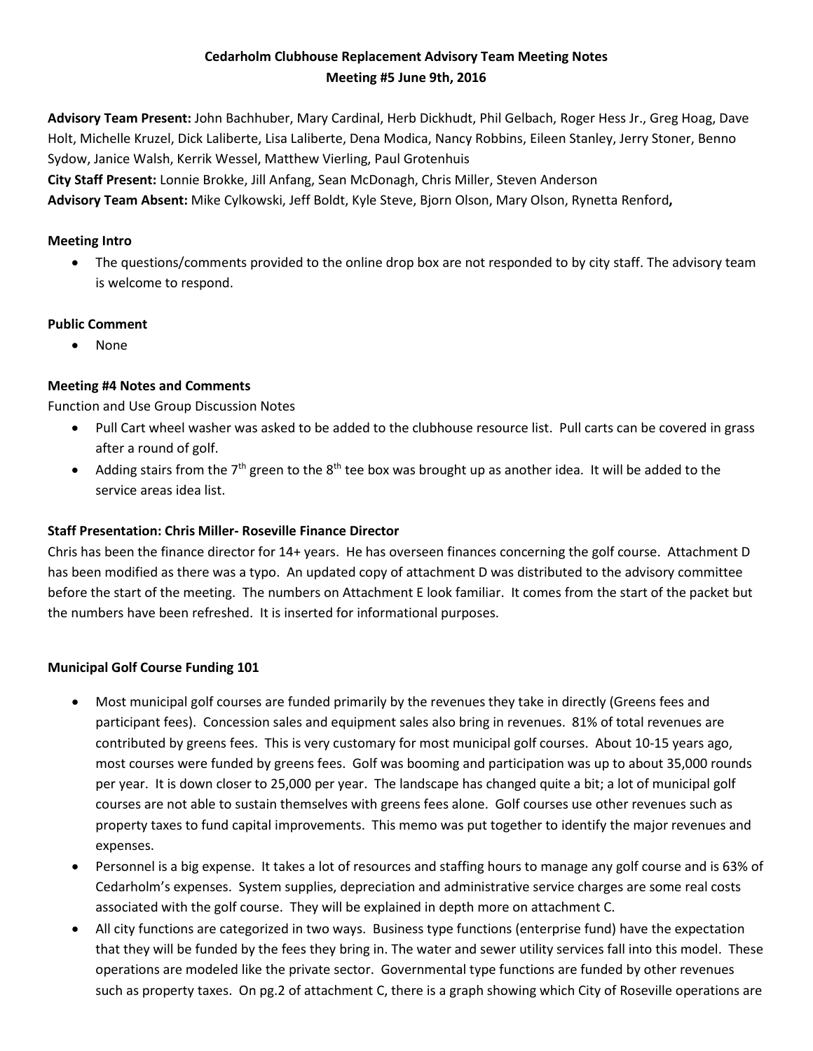# Cedarholm Clubhouse Replacement Advisory Team Meeting Notes
## Meeting #5 June 9th, 2016

**Advisory Team Present:** John Bachhuber, Mary Cardinal, Herb Dickhudt, Phil Gelbach, Roger Hess Jr., Greg Hoag, Dave Holt, Michelle Kruzel, Dick Laliberte, Lisa Laliberte, Dena Modica, Nancy Robbins, Eileen Stanley, Jerry Stoner, Benno Sydow, Janice Walsh, Kerrik Wessel, Matthew Vierling, Paul Grotenhuis
**City Staff Present:** Lonnie Brokke, Jill Anfang, Sean McDonagh, Chris Miller, Steven Anderson
**Advisory Team Absent:** Mike Cylkowski, Jeff Boldt, Kyle Steve, Bjorn Olson, Mary Olson, Rynetta Renford**,**

**Meeting Intro**

- The questions/comments provided to the online drop box are not responded to by city staff. The advisory team is welcome to respond.

**Public Comment**

- None

**Meeting #4 Notes and Comments**

Function and Use Group Discussion Notes

- Pull Cart wheel washer was asked to be added to the clubhouse resource list. Pull carts can be covered in grass after a round of golf.
- Adding stairs from the 7th green to the 8th tee box was brought up as another idea. It will be added to the service areas idea list.

**Staff Presentation: Chris Miller- Roseville Finance Director**

Chris has been the finance director for 14+ years. He has overseen finances concerning the golf course. Attachment D has been modified as there was a typo. An updated copy of attachment D was distributed to the advisory committee before the start of the meeting. The numbers on Attachment E look familiar. It comes from the start of the packet but the numbers have been refreshed. It is inserted for informational purposes.

**Municipal Golf Course Funding 101**

- Most municipal golf courses are funded primarily by the revenues they take in directly (Greens fees and participant fees). Concession sales and equipment sales also bring in revenues. 81% of total revenues are contributed by greens fees. This is very customary for most municipal golf courses. About 10-15 years ago, most courses were funded by greens fees. Golf was booming and participation was up to about 35,000 rounds per year. It is down closer to 25,000 per year. The landscape has changed quite a bit; a lot of municipal golf courses are not able to sustain themselves with greens fees alone. Golf courses use other revenues such as property taxes to fund capital improvements. This memo was put together to identify the major revenues and expenses.
- Personnel is a big expense. It takes a lot of resources and staffing hours to manage any golf course and is 63% of Cedarholm's expenses. System supplies, depreciation and administrative service charges are some real costs associated with the golf course. They will be explained in depth more on attachment C.
- All city functions are categorized in two ways. Business type functions (enterprise fund) have the expectation that they will be funded by the fees they bring in. The water and sewer utility services fall into this model. These operations are modeled like the private sector. Governmental type functions are funded by other revenues such as property taxes. On pg.2 of attachment C, there is a graph showing which City of Roseville operations are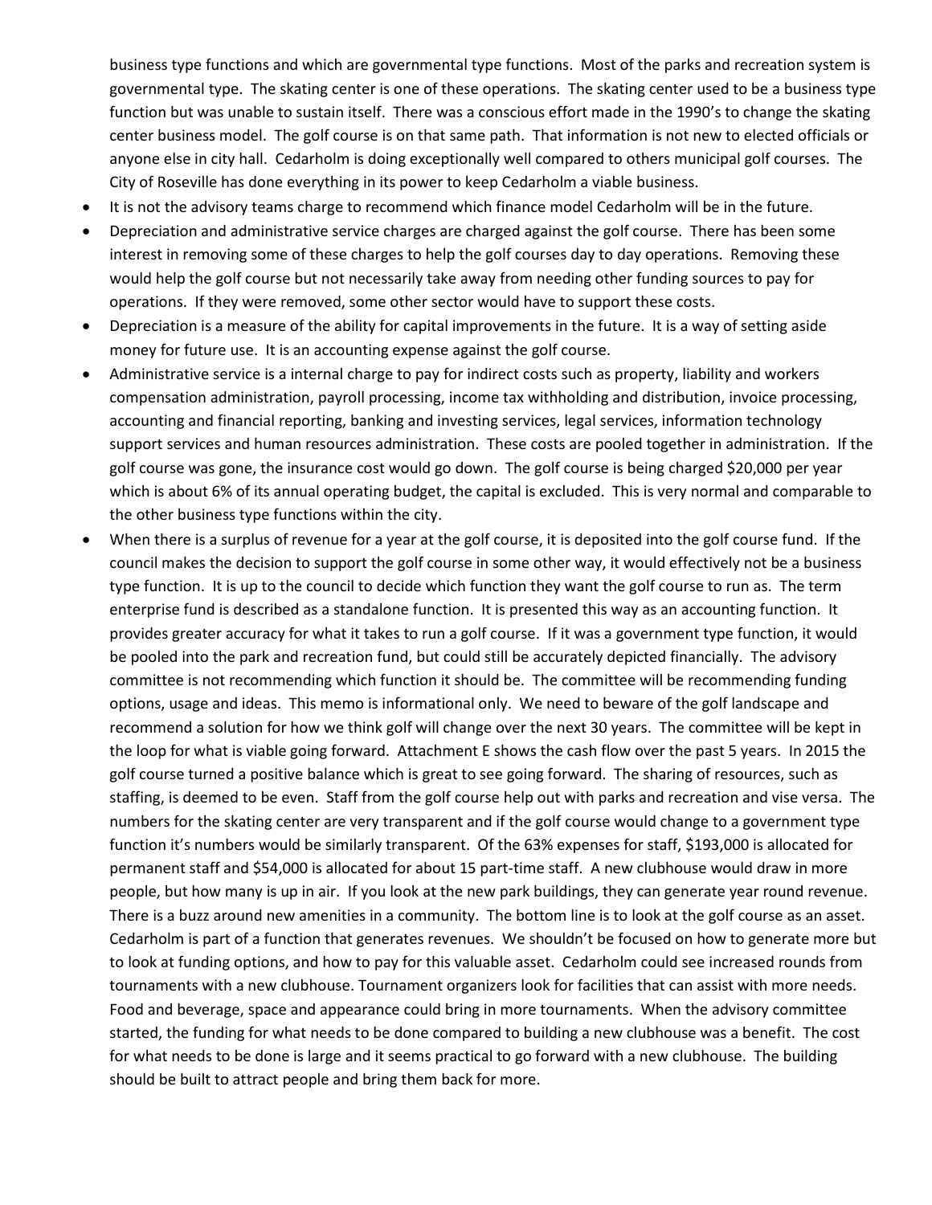business type functions and which are governmental type functions. Most of the parks and recreation system is governmental type. The skating center is one of these operations. The skating center used to be a business type function but was unable to sustain itself. There was a conscious effort made in the 1990's to change the skating center business model. The golf course is on that same path. That information is not new to elected officials or anyone else in city hall. Cedarholm is doing exceptionally well compared to others municipal golf courses. The City of Roseville has done everything in its power to keep Cedarholm a viable business.

- It is not the advisory teams charge to recommend which finance model Cedarholm will be in the future.
- Depreciation and administrative service charges are charged against the golf course. There has been some interest in removing some of these charges to help the golf courses day to day operations. Removing these would help the golf course but not necessarily take away from needing other funding sources to pay for operations. If they were removed, some other sector would have to support these costs.
- Depreciation is a measure of the ability for capital improvements in the future. It is a way of setting aside money for future use. It is an accounting expense against the golf course.
- Administrative service is a internal charge to pay for indirect costs such as property, liability and workers compensation administration, payroll processing, income tax withholding and distribution, invoice processing, accounting and financial reporting, banking and investing services, legal services, information technology support services and human resources administration. These costs are pooled together in administration. If the golf course was gone, the insurance cost would go down. The golf course is being charged $20,000 per year which is about 6% of its annual operating budget, the capital is excluded. This is very normal and comparable to the other business type functions within the city.
- When there is a surplus of revenue for a year at the golf course, it is deposited into the golf course fund. If the council makes the decision to support the golf course in some other way, it would effectively not be a business type function. It is up to the council to decide which function they want the golf course to run as. The term enterprise fund is described as a standalone function. It is presented this way as an accounting function. It provides greater accuracy for what it takes to run a golf course. If it was a government type function, it would be pooled into the park and recreation fund, but could still be accurately depicted financially. The advisory committee is not recommending which function it should be. The committee will be recommending funding options, usage and ideas. This memo is informational only. We need to beware of the golf landscape and recommend a solution for how we think golf will change over the next 30 years. The committee will be kept in the loop for what is viable going forward. Attachment E shows the cash flow over the past 5 years. In 2015 the golf course turned a positive balance which is great to see going forward. The sharing of resources, such as staffing, is deemed to be even. Staff from the golf course help out with parks and recreation and vise versa. The numbers for the skating center are very transparent and if the golf course would change to a government type function it's numbers would be similarly transparent. Of the 63% expenses for staff, $193,000 is allocated for permanent staff and $54,000 is allocated for about 15 part-time staff. A new clubhouse would draw in more people, but how many is up in air. If you look at the new park buildings, they can generate year round revenue. There is a buzz around new amenities in a community. The bottom line is to look at the golf course as an asset. Cedarholm is part of a function that generates revenues. We shouldn't be focused on how to generate more but to look at funding options, and how to pay for this valuable asset. Cedarholm could see increased rounds from tournaments with a new clubhouse. Tournament organizers look for facilities that can assist with more needs. Food and beverage, space and appearance could bring in more tournaments. When the advisory committee started, the funding for what needs to be done compared to building a new clubhouse was a benefit. The cost for what needs to be done is large and it seems practical to go forward with a new clubhouse. The building should be built to attract people and bring them back for more.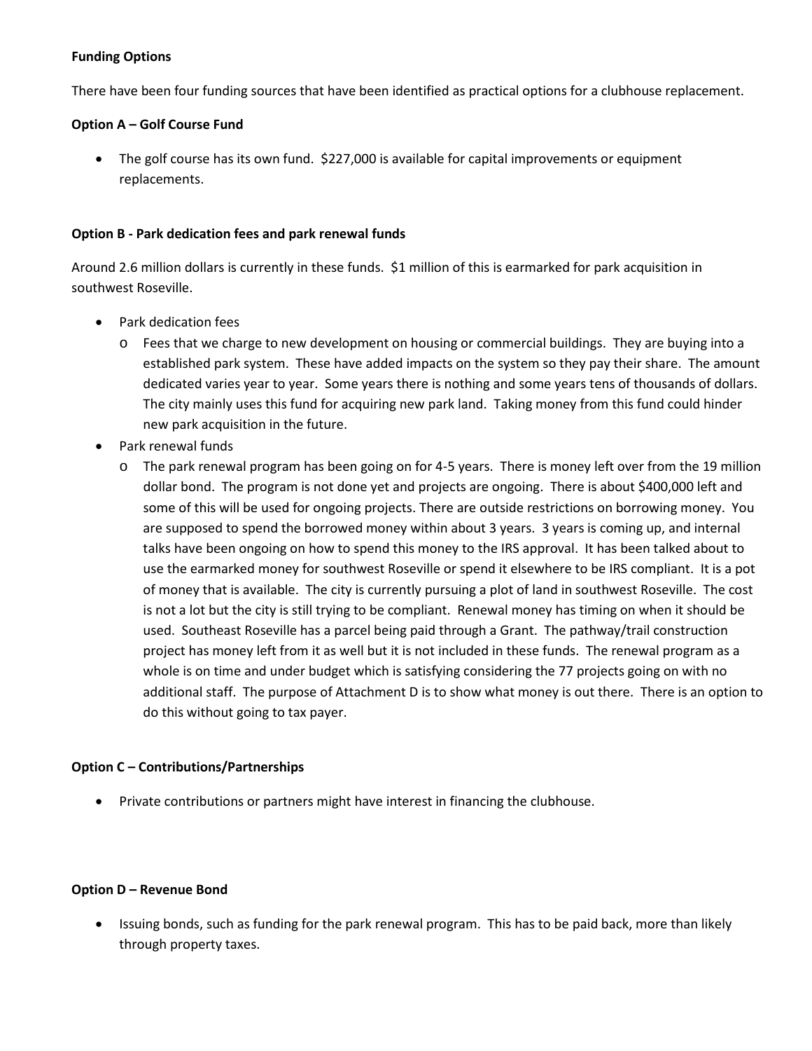**Funding Options**

There have been four funding sources that have been identified as practical options for a clubhouse replacement.

**Option A – Golf Course Fund**

- The golf course has its own fund. $227,000 is available for capital improvements or equipment replacements.

**Option B - Park dedication fees and park renewal funds**

Around 2.6 million dollars is currently in these funds. $1 million of this is earmarked for park acquisition in southwest Roseville.

- Park dedication fees
  - Fees that we charge to new development on housing or commercial buildings. They are buying into a established park system. These have added impacts on the system so they pay their share. The amount dedicated varies year to year. Some years there is nothing and some years tens of thousands of dollars. The city mainly uses this fund for acquiring new park land. Taking money from this fund could hinder new park acquisition in the future.
- Park renewal funds
  - The park renewal program has been going on for 4-5 years. There is money left over from the 19 million dollar bond. The program is not done yet and projects are ongoing. There is about $400,000 left and some of this will be used for ongoing projects. There are outside restrictions on borrowing money. You are supposed to spend the borrowed money within about 3 years. 3 years is coming up, and internal talks have been ongoing on how to spend this money to the IRS approval. It has been talked about to use the earmarked money for southwest Roseville or spend it elsewhere to be IRS compliant. It is a pot of money that is available. The city is currently pursuing a plot of land in southwest Roseville. The cost is not a lot but the city is still trying to be compliant. Renewal money has timing on when it should be used. Southeast Roseville has a parcel being paid through a Grant. The pathway/trail construction project has money left from it as well but it is not included in these funds. The renewal program as a whole is on time and under budget which is satisfying considering the 77 projects going on with no additional staff. The purpose of Attachment D is to show what money is out there. There is an option to do this without going to tax payer.

**Option C – Contributions/Partnerships**

- Private contributions or partners might have interest in financing the clubhouse.

**Option D – Revenue Bond**

- Issuing bonds, such as funding for the park renewal program. This has to be paid back, more than likely through property taxes.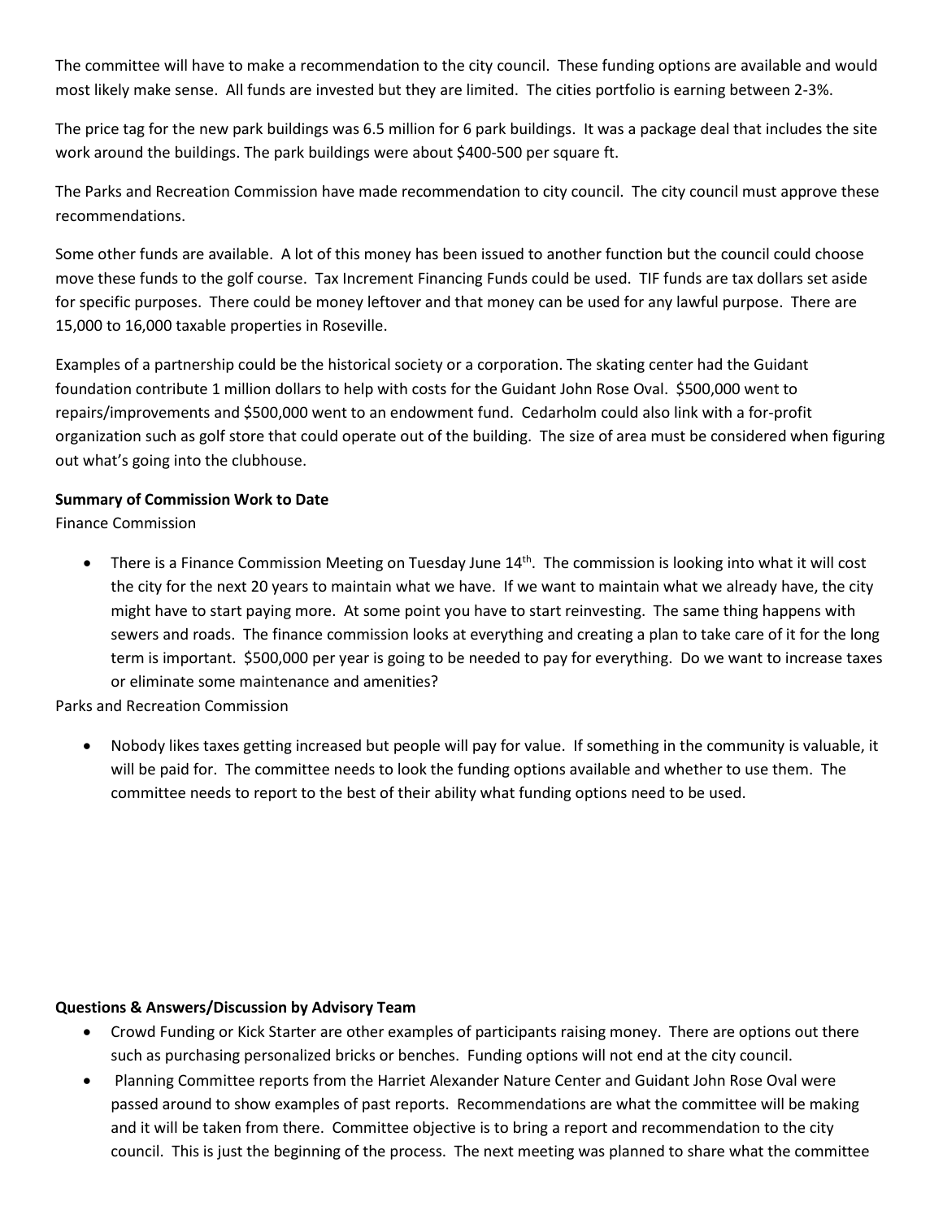The committee will have to make a recommendation to the city council. These funding options are available and would most likely make sense. All funds are invested but they are limited. The cities portfolio is earning between 2-3%.

The price tag for the new park buildings was 6.5 million for 6 park buildings. It was a package deal that includes the site work around the buildings. The park buildings were about $400-500 per square ft.

The Parks and Recreation Commission have made recommendation to city council. The city council must approve these recommendations.

Some other funds are available. A lot of this money has been issued to another function but the council could choose move these funds to the golf course. Tax Increment Financing Funds could be used. TIF funds are tax dollars set aside for specific purposes. There could be money leftover and that money can be used for any lawful purpose. There are 15,000 to 16,000 taxable properties in Roseville.

Examples of a partnership could be the historical society or a corporation. The skating center had the Guidant foundation contribute 1 million dollars to help with costs for the Guidant John Rose Oval. $500,000 went to repairs/improvements and $500,000 went to an endowment fund. Cedarholm could also link with a for-profit organization such as golf store that could operate out of the building. The size of area must be considered when figuring out what's going into the clubhouse.

**Summary of Commission Work to Date**

Finance Commission

- There is a Finance Commission Meeting on Tuesday June 14th. The commission is looking into what it will cost the city for the next 20 years to maintain what we have. If we want to maintain what we already have, the city might have to start paying more. At some point you have to start reinvesting. The same thing happens with sewers and roads. The finance commission looks at everything and creating a plan to take care of it for the long term is important. $500,000 per year is going to be needed to pay for everything. Do we want to increase taxes or eliminate some maintenance and amenities?

Parks and Recreation Commission

- Nobody likes taxes getting increased but people will pay for value. If something in the community is valuable, it will be paid for. The committee needs to look the funding options available and whether to use them. The committee needs to report to the best of their ability what funding options need to be used.

**Questions & Answers/Discussion by Advisory Team**

- Crowd Funding or Kick Starter are other examples of participants raising money. There are options out there such as purchasing personalized bricks or benches. Funding options will not end at the city council.
- Planning Committee reports from the Harriet Alexander Nature Center and Guidant John Rose Oval were passed around to show examples of past reports. Recommendations are what the committee will be making and it will be taken from there. Committee objective is to bring a report and recommendation to the city council. This is just the beginning of the process. The next meeting was planned to share what the committee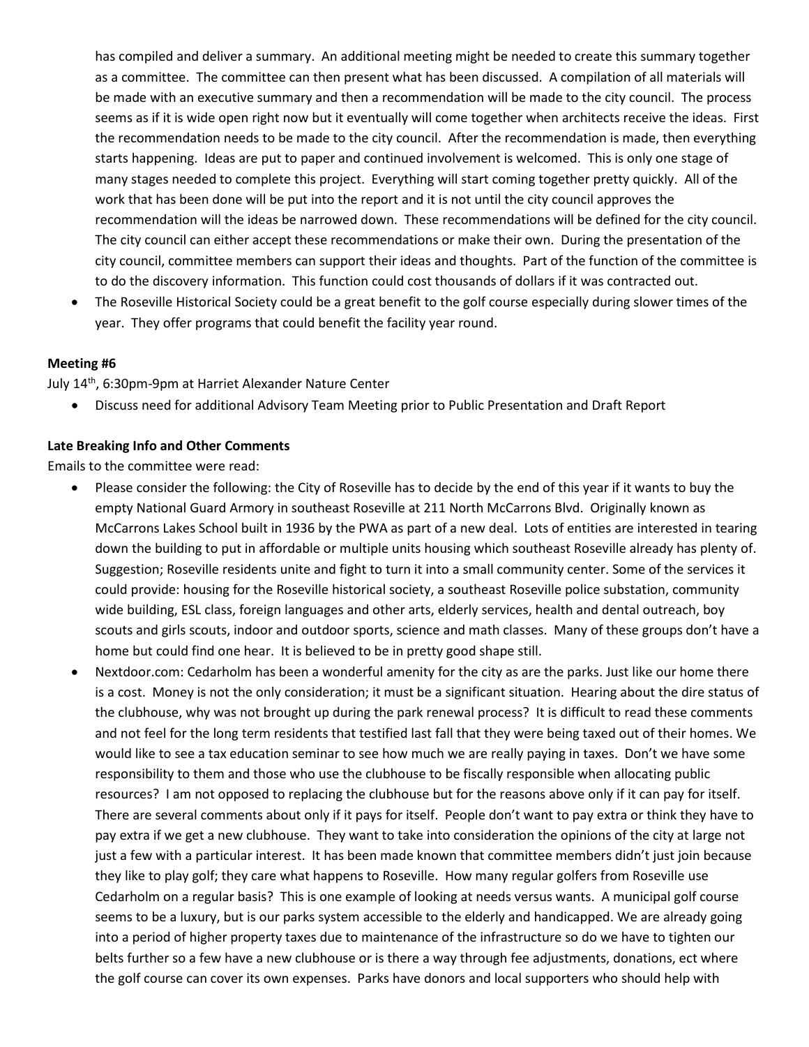has compiled and deliver a summary. An additional meeting might be needed to create this summary together as a committee. The committee can then present what has been discussed. A compilation of all materials will be made with an executive summary and then a recommendation will be made to the city council. The process seems as if it is wide open right now but it eventually will come together when architects receive the ideas. First the recommendation needs to be made to the city council. After the recommendation is made, then everything starts happening. Ideas are put to paper and continued involvement is welcomed. This is only one stage of many stages needed to complete this project. Everything will start coming together pretty quickly. All of the work that has been done will be put into the report and it is not until the city council approves the recommendation will the ideas be narrowed down. These recommendations will be defined for the city council. The city council can either accept these recommendations or make their own. During the presentation of the city council, committee members can support their ideas and thoughts. Part of the function of the committee is to do the discovery information. This function could cost thousands of dollars if it was contracted out.

- The Roseville Historical Society could be a great benefit to the golf course especially during slower times of the year. They offer programs that could benefit the facility year round.

**Meeting #6**

July 14th, 6:30pm-9pm at Harriet Alexander Nature Center

- Discuss need for additional Advisory Team Meeting prior to Public Presentation and Draft Report

**Late Breaking Info and Other Comments**

Emails to the committee were read:

- Please consider the following: the City of Roseville has to decide by the end of this year if it wants to buy the empty National Guard Armory in southeast Roseville at 211 North McCarrons Blvd. Originally known as McCarrons Lakes School built in 1936 by the PWA as part of a new deal. Lots of entities are interested in tearing down the building to put in affordable or multiple units housing which southeast Roseville already has plenty of. Suggestion; Roseville residents unite and fight to turn it into a small community center. Some of the services it could provide: housing for the Roseville historical society, a southeast Roseville police substation, community wide building, ESL class, foreign languages and other arts, elderly services, health and dental outreach, boy scouts and girls scouts, indoor and outdoor sports, science and math classes. Many of these groups don't have a home but could find one hear. It is believed to be in pretty good shape still.
- Nextdoor.com: Cedarholm has been a wonderful amenity for the city as are the parks. Just like our home there is a cost. Money is not the only consideration; it must be a significant situation. Hearing about the dire status of the clubhouse, why was not brought up during the park renewal process? It is difficult to read these comments and not feel for the long term residents that testified last fall that they were being taxed out of their homes. We would like to see a tax education seminar to see how much we are really paying in taxes. Don't we have some responsibility to them and those who use the clubhouse to be fiscally responsible when allocating public resources? I am not opposed to replacing the clubhouse but for the reasons above only if it can pay for itself. There are several comments about only if it pays for itself. People don't want to pay extra or think they have to pay extra if we get a new clubhouse. They want to take into consideration the opinions of the city at large not just a few with a particular interest. It has been made known that committee members didn't just join because they like to play golf; they care what happens to Roseville. How many regular golfers from Roseville use Cedarholm on a regular basis? This is one example of looking at needs versus wants. A municipal golf course seems to be a luxury, but is our parks system accessible to the elderly and handicapped. We are already going into a period of higher property taxes due to maintenance of the infrastructure so do we have to tighten our belts further so a few have a new clubhouse or is there a way through fee adjustments, donations, ect where the golf course can cover its own expenses. Parks have donors and local supporters who should help with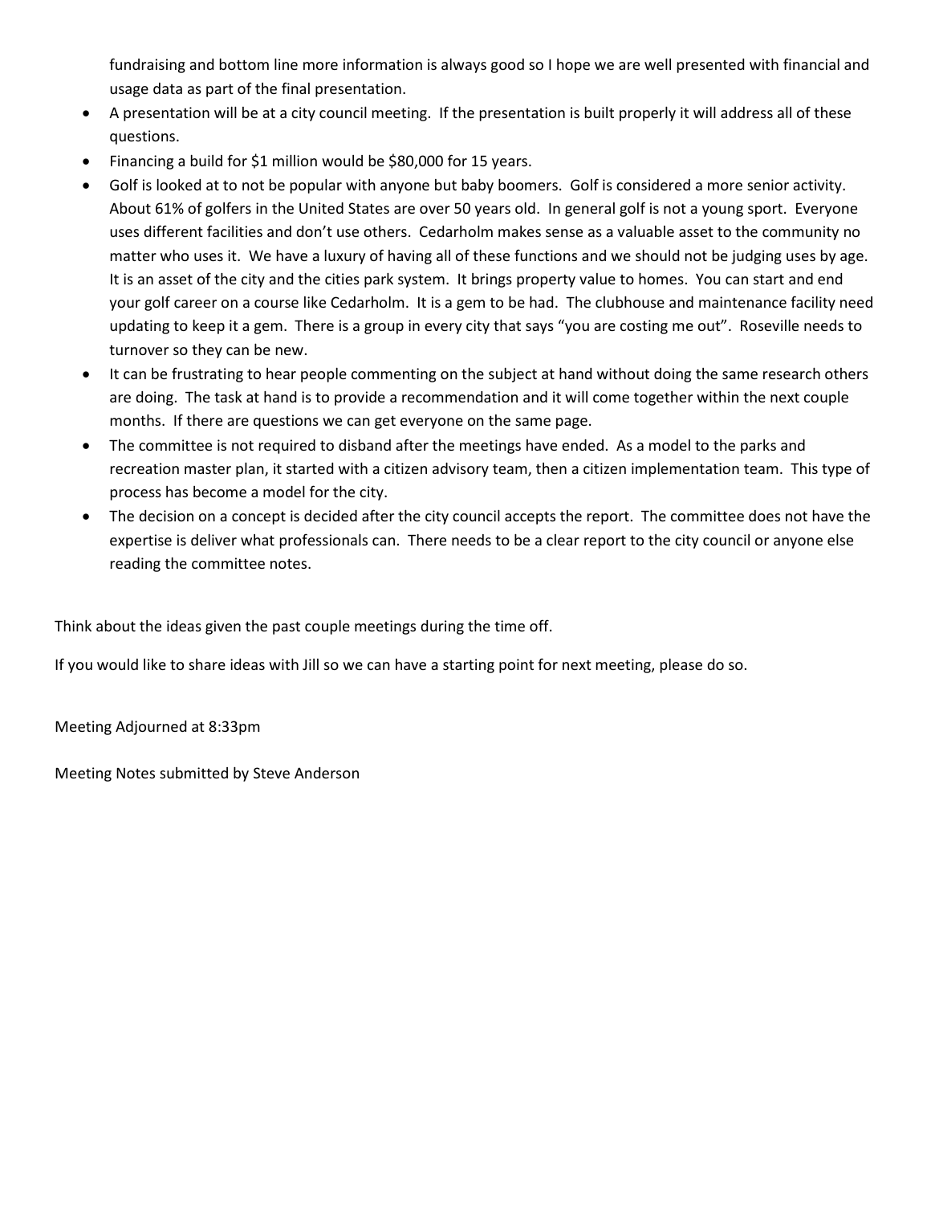fundraising and bottom line more information is always good so I hope we are well presented with financial and usage data as part of the final presentation.

- A presentation will be at a city council meeting. If the presentation is built properly it will address all of these questions.
- Financing a build for $1 million would be $80,000 for 15 years.
- Golf is looked at to not be popular with anyone but baby boomers. Golf is considered a more senior activity. About 61% of golfers in the United States are over 50 years old. In general golf is not a young sport. Everyone uses different facilities and don't use others. Cedarholm makes sense as a valuable asset to the community no matter who uses it. We have a luxury of having all of these functions and we should not be judging uses by age. It is an asset of the city and the cities park system. It brings property value to homes. You can start and end your golf career on a course like Cedarholm. It is a gem to be had. The clubhouse and maintenance facility need updating to keep it a gem. There is a group in every city that says "you are costing me out". Roseville needs to turnover so they can be new.
- It can be frustrating to hear people commenting on the subject at hand without doing the same research others are doing. The task at hand is to provide a recommendation and it will come together within the next couple months. If there are questions we can get everyone on the same page.
- The committee is not required to disband after the meetings have ended. As a model to the parks and recreation master plan, it started with a citizen advisory team, then a citizen implementation team. This type of process has become a model for the city.
- The decision on a concept is decided after the city council accepts the report. The committee does not have the expertise is deliver what professionals can. There needs to be a clear report to the city council or anyone else reading the committee notes.

Think about the ideas given the past couple meetings during the time off.

If you would like to share ideas with Jill so we can have a starting point for next meeting, please do so.

Meeting Adjourned at 8:33pm

Meeting Notes submitted by Steve Anderson